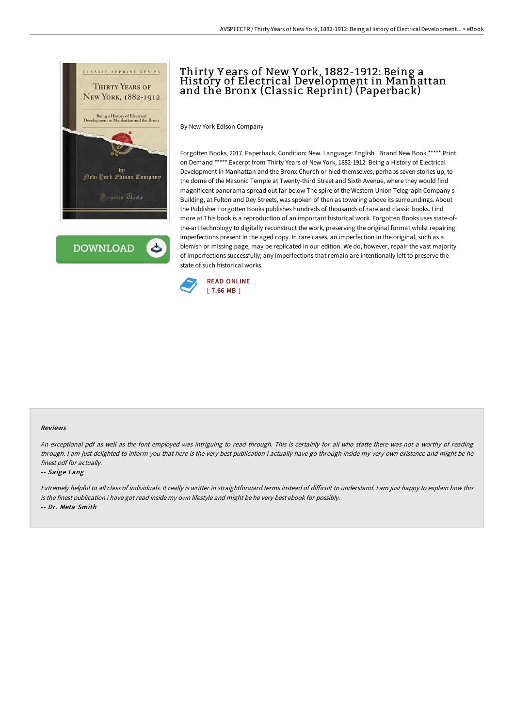# Thirty Years of New York, 1882-1912: Being a History of Electrical Development in Manhattan and the Bronx (Classic Reprint) (Paperback)

By New York Edison Company

Forgotten Books, 2017. Paperback. Condition: New. Language: English . Brand New Book ***** Print on Demand *****.Excerpt from Thirty Years of New York, 1882-1912: Being a History of Electrical Development in Manhattan and the Bronx Church or hied themselves, perhaps seven stories up, to the dome of the Masonic Temple at Twenty-third Street and Sixth Avenue, where they would find magnificent panorama spread out far below The spire of the Western Union Telegraph Company s Building, at Fulton and Dey Streets, was spoken of then as towering above its surroundings. About the Publisher Forgotten Books publishes hundreds of thousands of rare and classic books. Find more at This book is a reproduction of an important historical work. Forgotten Books uses state-of-the-art technology to digitally reconstruct the work, preserving the original format whilst repairing imperfections present in the aged copy. In rare cases, an imperfection in the original, such as a blemish or missing page, may be replicated in our edition. We do, however, repair the vast majority of imperfections successfully; any imperfections that remain are intentionally left to preserve the state of such historical works.

READ ONLINE
[ 7.66 MB ]

DOWNLOAD

## Reviews

*An exceptional pdf as well as the font employed was intriguing to read through. This is certainly for all who statte there was not a worthy of reading through. I am just delighted to inform you that here is the very best publication i actually have go through inside my very own existence and might be he finest pdf for actually.*

-- *Saige Lang*

*Extremely helpful to all class of individuals. It really is writter in straightforward terms instead of difficult to understand. I am just happy to explain how this is the finest publication i have got read inside my own lifestyle and might be he very best ebook for possibly.*

-- *Dr. Meta Smith*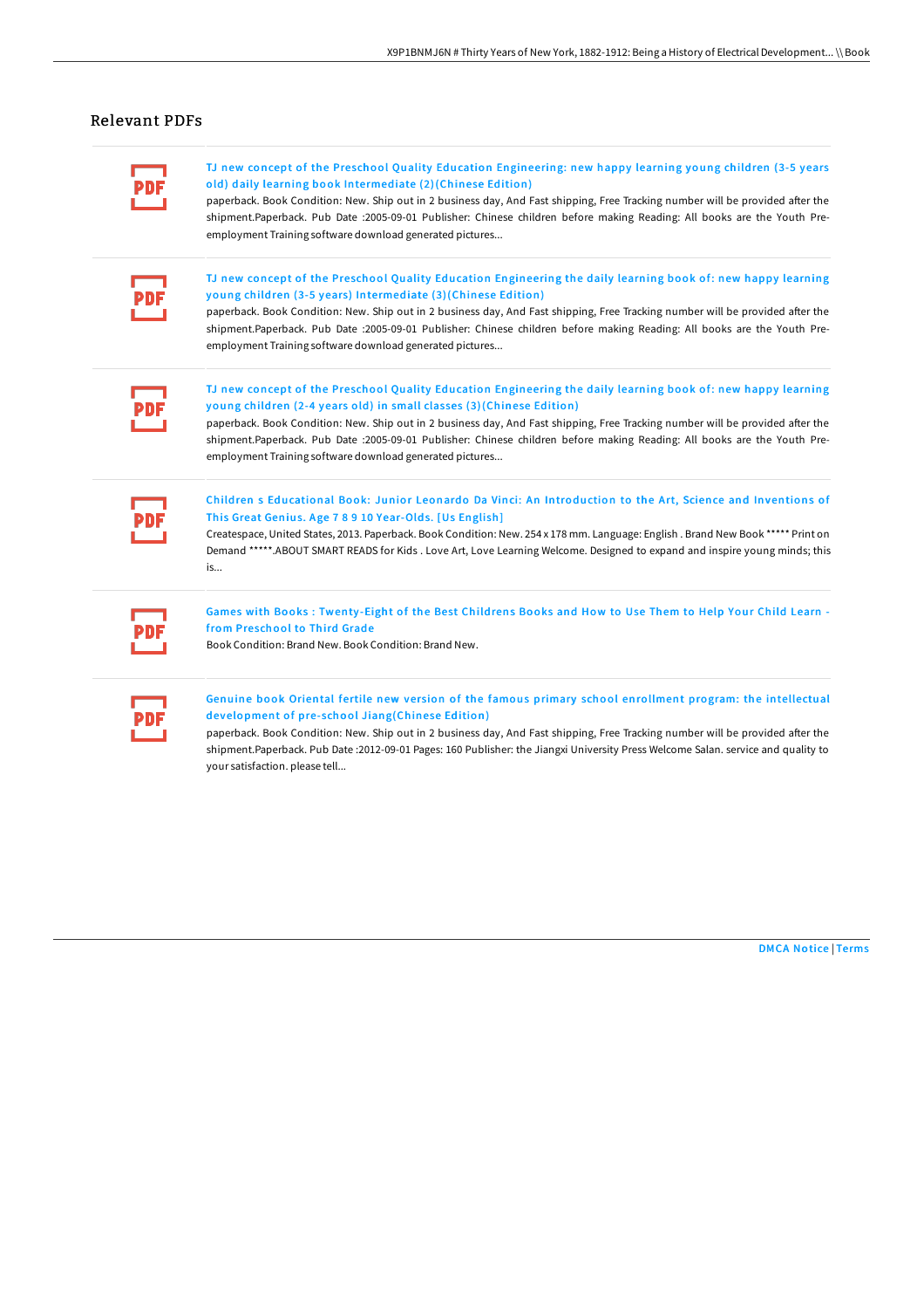## Relevant PDFs

TJ new concept of the Preschool Quality Education Engineering: new happy learning young children (3-5 years old) daily learning book Intermediate (2)(Chinese Edition)

paperback. Book Condition: New. Ship out in 2 business day, And Fast shipping, Free Tracking number will be provided after the shipment.Paperback. Pub Date :2005-09-01 Publisher: Chinese children before making Reading: All books are the Youth Pre-employment Training software download generated pictures...

TJ new concept of the Preschool Quality Education Engineering the daily learning book of: new happy learning young children (3-5 years) Intermediate (3)(Chinese Edition)

paperback. Book Condition: New. Ship out in 2 business day, And Fast shipping, Free Tracking number will be provided after the shipment.Paperback. Pub Date :2005-09-01 Publisher: Chinese children before making Reading: All books are the Youth Pre-employment Training software download generated pictures...

TJ new concept of the Preschool Quality Education Engineering the daily learning book of: new happy learning young children (2-4 years old) in small classes (3)(Chinese Edition)

paperback. Book Condition: New. Ship out in 2 business day, And Fast shipping, Free Tracking number will be provided after the shipment.Paperback. Pub Date :2005-09-01 Publisher: Chinese children before making Reading: All books are the Youth Pre-employment Training software download generated pictures...

Children s Educational Book: Junior Leonardo Da Vinci: An Introduction to the Art, Science and Inventions of This Great Genius. Age 7 8 9 10 Year-Olds. [Us English]

Createspace, United States, 2013. Paperback. Book Condition: New. 254 x 178 mm. Language: English . Brand New Book ***** Print on Demand *****.ABOUT SMART READS for Kids . Love Art, Love Learning Welcome. Designed to expand and inspire young minds; this is...

Games with Books : Twenty-Eight of the Best Childrens Books and How to Use Them to Help Your Child Learn - from Preschool to Third Grade

Book Condition: Brand New. Book Condition: Brand New.

Genuine book Oriental fertile new version of the famous primary school enrollment program: the intellectual development of pre-school Jiang(Chinese Edition)

paperback. Book Condition: New. Ship out in 2 business day, And Fast shipping, Free Tracking number will be provided after the shipment.Paperback. Pub Date :2012-09-01 Pages: 160 Publisher: the Jiangxi University Press Welcome Salan. service and quality to your satisfaction. please tell...